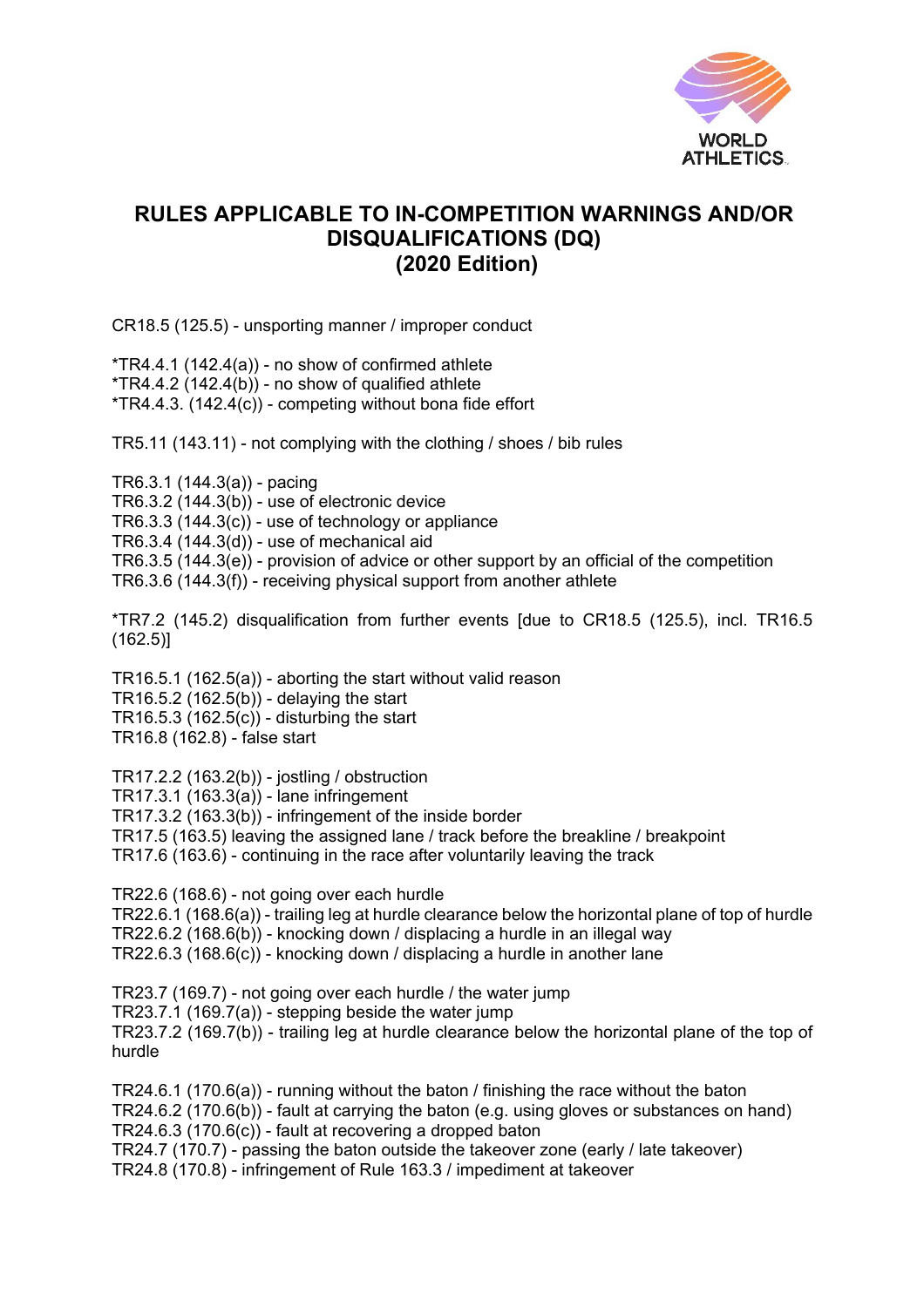# RULES APPLICABLE TO IN-COMPETITION WARNINGS AND/OR DISQUALIFICATIONS (DQ) (2020 Edition)

CR18.5 (125.5) - unsporting manner / improper conduct

*TR4.4.1 (142.4(a)) - no show of confirmed athlete
*TR4.4.2 (142.4(b)) - no show of qualified athlete
*TR4.4.3. (142.4(c)) - competing without bona fide effort

TR5.11 (143.11) - not complying with the clothing / shoes / bib rules

TR6.3.1 (144.3(a)) - pacing
TR6.3.2 (144.3(b)) - use of electronic device
TR6.3.3 (144.3(c)) - use of technology or appliance
TR6.3.4 (144.3(d)) - use of mechanical aid
TR6.3.5 (144.3(e)) - provision of advice or other support by an official of the competition
TR6.3.6 (144.3(f)) - receiving physical support from another athlete

*TR7.2 (145.2) disqualification from further events [due to CR18.5 (125.5), incl. TR16.5 (162.5)]

TR16.5.1 (162.5(a)) - aborting the start without valid reason
TR16.5.2 (162.5(b)) - delaying the start
TR16.5.3 (162.5(c)) - disturbing the start
TR16.8 (162.8) - false start

TR17.2.2 (163.2(b)) - jostling / obstruction
TR17.3.1 (163.3(a)) - lane infringement
TR17.3.2 (163.3(b)) - infringement of the inside border
TR17.5 (163.5) leaving the assigned lane / track before the breakline / breakpoint
TR17.6 (163.6) - continuing in the race after voluntarily leaving the track

TR22.6 (168.6) - not going over each hurdle
TR22.6.1 (168.6(a)) - trailing leg at hurdle clearance below the horizontal plane of top of hurdle
TR22.6.2 (168.6(b)) - knocking down / displacing a hurdle in an illegal way
TR22.6.3 (168.6(c)) - knocking down / displacing a hurdle in another lane

TR23.7 (169.7) - not going over each hurdle / the water jump
TR23.7.1 (169.7(a)) - stepping beside the water jump
TR23.7.2 (169.7(b)) - trailing leg at hurdle clearance below the horizontal plane of the top of hurdle

TR24.6.1 (170.6(a)) - running without the baton / finishing the race without the baton
TR24.6.2 (170.6(b)) - fault at carrying the baton (e.g. using gloves or substances on hand)
TR24.6.3 (170.6(c)) - fault at recovering a dropped baton
TR24.7 (170.7) - passing the baton outside the takeover zone (early / late takeover)
TR24.8 (170.8) - infringement of Rule 163.3 / impediment at takeover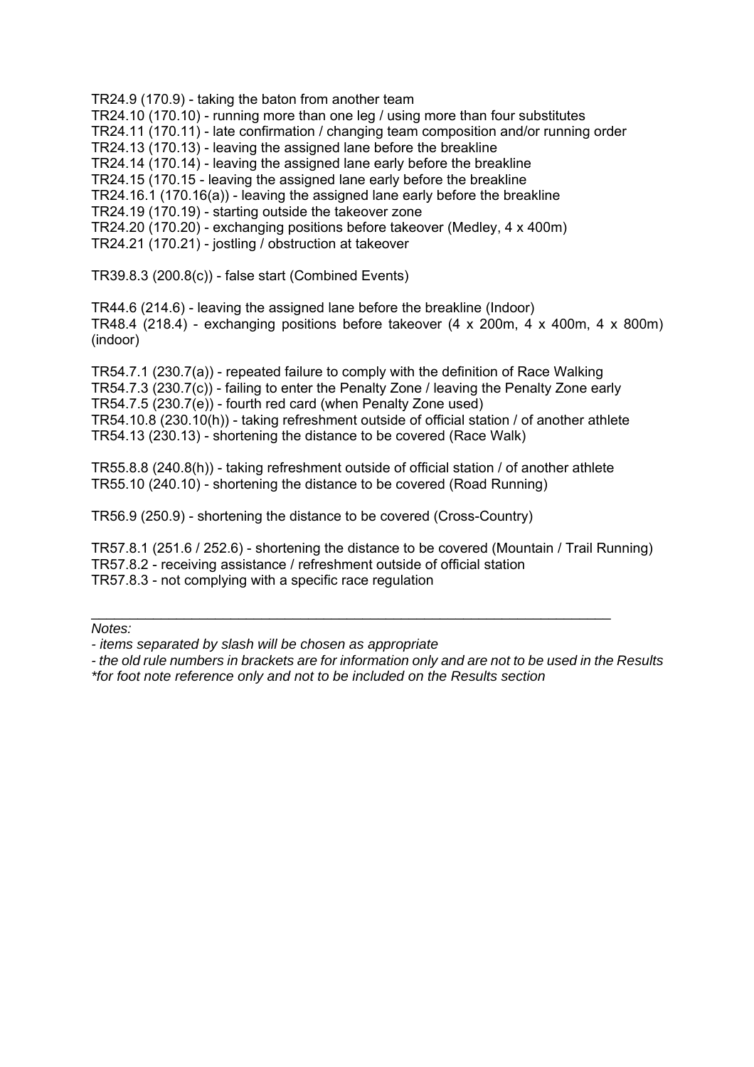TR24.9 (170.9) - taking the baton from another team
TR24.10 (170.10) - running more than one leg / using more than four substitutes
TR24.11 (170.11) - late confirmation / changing team composition and/or running order
TR24.13 (170.13) - leaving the assigned lane before the breakline
TR24.14 (170.14) - leaving the assigned lane early before the breakline
TR24.15 (170.15 - leaving the assigned lane early before the breakline
TR24.16.1 (170.16(a)) - leaving the assigned lane early before the breakline
TR24.19 (170.19) - starting outside the takeover zone
TR24.20 (170.20) - exchanging positions before takeover (Medley, 4 x 400m)
TR24.21 (170.21) - jostling / obstruction at takeover

TR39.8.3 (200.8(c)) - false start (Combined Events)

TR44.6 (214.6) - leaving the assigned lane before the breakline (Indoor)
TR48.4 (218.4) - exchanging positions before takeover (4 x 200m, 4 x 400m, 4 x 800m) (indoor)

TR54.7.1 (230.7(a)) - repeated failure to comply with the definition of Race Walking
TR54.7.3 (230.7(c)) - failing to enter the Penalty Zone / leaving the Penalty Zone early
TR54.7.5 (230.7(e)) - fourth red card (when Penalty Zone used)
TR54.10.8 (230.10(h)) - taking refreshment outside of official station / of another athlete
TR54.13 (230.13) - shortening the distance to be covered (Race Walk)

TR55.8.8 (240.8(h)) - taking refreshment outside of official station / of another athlete
TR55.10 (240.10) - shortening the distance to be covered (Road Running)

TR56.9 (250.9) - shortening the distance to be covered (Cross-Country)

TR57.8.1 (251.6 / 252.6) - shortening the distance to be covered (Mountain / Trail Running)
TR57.8.2 - receiving assistance / refreshment outside of official station
TR57.8.3 - not complying with a specific race regulation

---

*Notes:*

*- items separated by slash will be chosen as appropriate*

*- the old rule numbers in brackets are for information only and are not to be used in the Results*

*\*for foot note reference only and not to be included on the Results section*